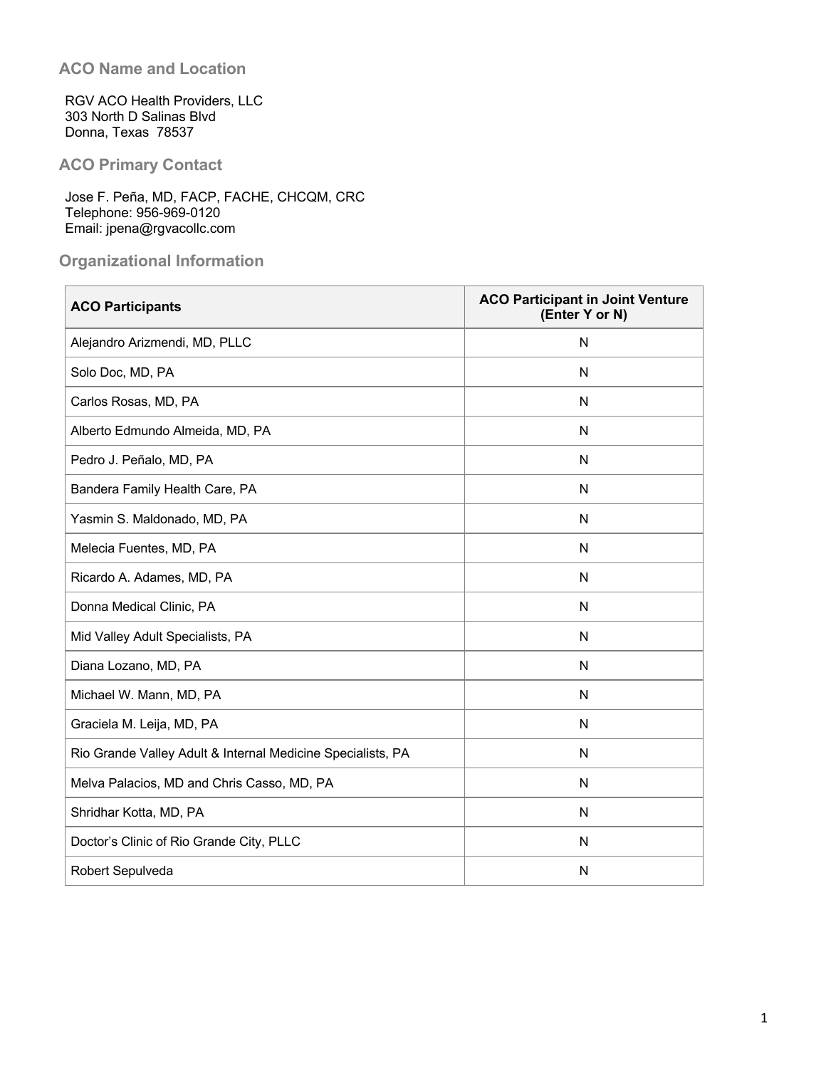## ACO Name and Location

RGV ACO Health Providers, LLC
303 North D Salinas Blvd
Donna, Texas 78537

## ACO Primary Contact

Jose F. Peña, MD, FACP, FACHE, CHCQM, CRC
Telephone: 956-969-0120
Email: jpena@rgvacollc.com

## Organizational Information

| ACO Participants | ACO Participant in Joint Venture (Enter Y or N) |
|---|---|
| Alejandro Arizmendi, MD, PLLC | N |
| Solo Doc, MD, PA | N |
| Carlos Rosas, MD, PA | N |
| Alberto Edmundo Almeida, MD, PA | N |
| Pedro J. Peñalo, MD, PA | N |
| Bandera Family Health Care, PA | N |
| Yasmin S. Maldonado, MD, PA | N |
| Melecia Fuentes, MD, PA | N |
| Ricardo A. Adames, MD, PA | N |
| Donna Medical Clinic, PA | N |
| Mid Valley Adult Specialists, PA | N |
| Diana Lozano, MD, PA | N |
| Michael W. Mann, MD, PA | N |
| Graciela M. Leija, MD, PA | N |
| Rio Grande Valley Adult & Internal Medicine Specialists, PA | N |
| Melva Palacios, MD and Chris Casso, MD, PA | N |
| Shridhar Kotta, MD, PA | N |
| Doctor's Clinic of Rio Grande City, PLLC | N |
| Robert Sepulveda | N |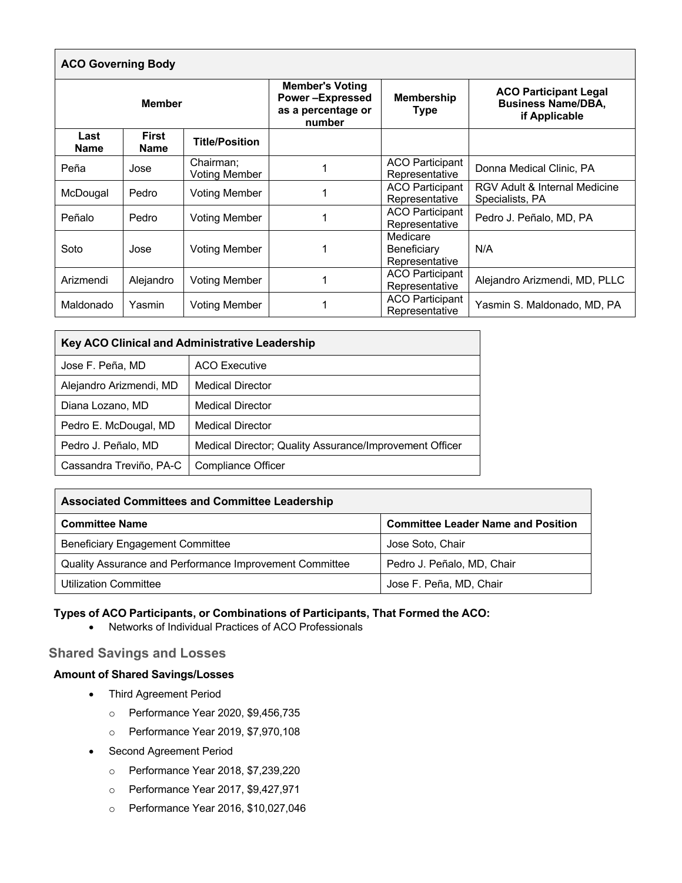| ACO Governing Body | | | | | |
|---|---|---|---|---|---|
| Member | | | Member's Voting Power –Expressed as a percentage or number | Membership Type | ACO Participant Legal Business Name/DBA, if Applicable |
| Last Name | First Name | Title/Position | | | |
| Peña | Jose | Chairman; Voting Member | 1 | ACO Participant Representative | Donna Medical Clinic, PA |
| McDougal | Pedro | Voting Member | 1 | ACO Participant Representative | RGV Adult & Internal Medicine Specialists, PA |
| Peñalo | Pedro | Voting Member | 1 | ACO Participant Representative | Pedro J. Peñalo, MD, PA |
| Soto | Jose | Voting Member | 1 | Medicare Beneficiary Representative | N/A |
| Arizmendi | Alejandro | Voting Member | 1 | ACO Participant Representative | Alejandro Arizmendi, MD, PLLC |
| Maldonado | Yasmin | Voting Member | 1 | ACO Participant Representative | Yasmin S. Maldonado, MD, PA |

| Key ACO Clinical and Administrative Leadership | |
|---|---|
| Jose F. Peña, MD | ACO Executive |
| Alejandro Arizmendi, MD | Medical Director |
| Diana Lozano, MD | Medical Director |
| Pedro E. McDougal, MD | Medical Director |
| Pedro J. Peñalo, MD | Medical Director; Quality Assurance/Improvement Officer |
| Cassandra Treviño, PA-C | Compliance Officer |

| Associated Committees and Committee Leadership | |
|---|---|
| **Committee Name** | **Committee Leader Name and Position** |
| Beneficiary Engagement Committee | Jose Soto, Chair |
| Quality Assurance and Performance Improvement Committee | Pedro J. Peñalo, MD, Chair |
| Utilization Committee | Jose F. Peña, MD, Chair |

**Types of ACO Participants, or Combinations of Participants, That Formed the ACO:**

- Networks of Individual Practices of ACO Professionals

## Shared Savings and Losses

**Amount of Shared Savings/Losses**

- Third Agreement Period
  - Performance Year 2020, $9,456,735
  - Performance Year 2019, $7,970,108
- Second Agreement Period
  - Performance Year 2018, $7,239,220
  - Performance Year 2017, $9,427,971
  - Performance Year 2016, $10,027,046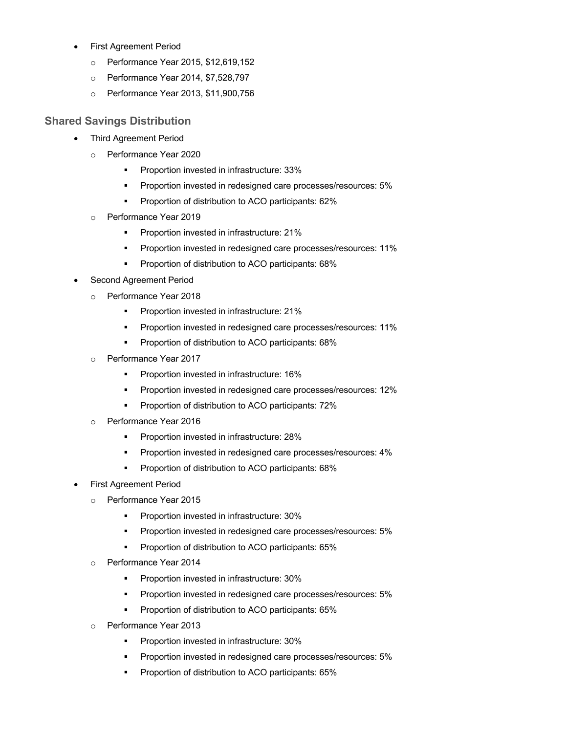- First Agreement Period
  - Performance Year 2015, $12,619,152
  - Performance Year 2014, $7,528,797
  - Performance Year 2013, $11,900,756

### Shared Savings Distribution

- Third Agreement Period
  - Performance Year 2020
    - Proportion invested in infrastructure: 33%
    - Proportion invested in redesigned care processes/resources: 5%
    - Proportion of distribution to ACO participants: 62%
  - Performance Year 2019
    - Proportion invested in infrastructure: 21%
    - Proportion invested in redesigned care processes/resources: 11%
    - Proportion of distribution to ACO participants: 68%
- Second Agreement Period
  - Performance Year 2018
    - Proportion invested in infrastructure: 21%
    - Proportion invested in redesigned care processes/resources: 11%
    - Proportion of distribution to ACO participants: 68%
  - Performance Year 2017
    - Proportion invested in infrastructure: 16%
    - Proportion invested in redesigned care processes/resources: 12%
    - Proportion of distribution to ACO participants: 72%
  - Performance Year 2016
    - Proportion invested in infrastructure: 28%
    - Proportion invested in redesigned care processes/resources: 4%
    - Proportion of distribution to ACO participants: 68%
- First Agreement Period
  - Performance Year 2015
    - Proportion invested in infrastructure: 30%
    - Proportion invested in redesigned care processes/resources: 5%
    - Proportion of distribution to ACO participants: 65%
  - Performance Year 2014
    - Proportion invested in infrastructure: 30%
    - Proportion invested in redesigned care processes/resources: 5%
    - Proportion of distribution to ACO participants: 65%
  - Performance Year 2013
    - Proportion invested in infrastructure: 30%
    - Proportion invested in redesigned care processes/resources: 5%
    - Proportion of distribution to ACO participants: 65%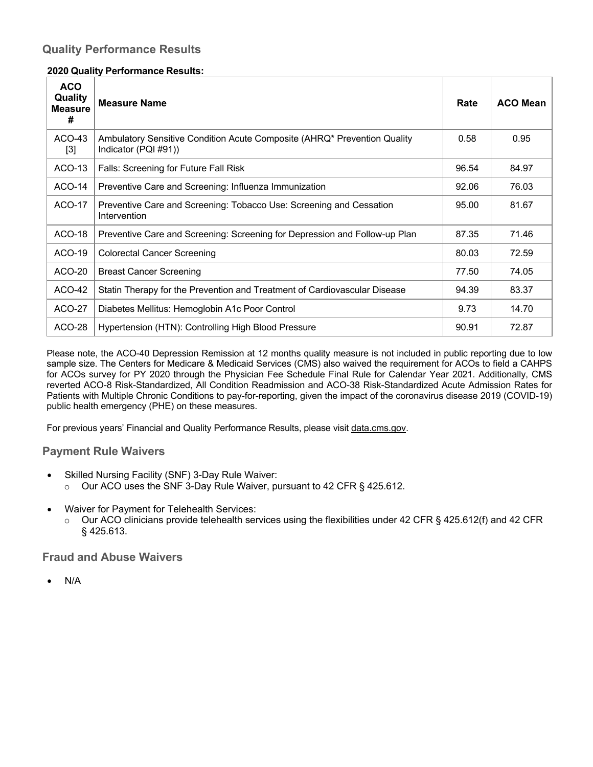## Quality Performance Results

**2020 Quality Performance Results:**

| ACO Quality Measure # | Measure Name | Rate | ACO Mean |
|---|---|---|---|
| ACO-43 [3] | Ambulatory Sensitive Condition Acute Composite (AHRQ* Prevention Quality Indicator (PQI #91)) | 0.58 | 0.95 |
| ACO-13 | Falls: Screening for Future Fall Risk | 96.54 | 84.97 |
| ACO-14 | Preventive Care and Screening: Influenza Immunization | 92.06 | 76.03 |
| ACO-17 | Preventive Care and Screening: Tobacco Use: Screening and Cessation Intervention | 95.00 | 81.67 |
| ACO-18 | Preventive Care and Screening: Screening for Depression and Follow-up Plan | 87.35 | 71.46 |
| ACO-19 | Colorectal Cancer Screening | 80.03 | 72.59 |
| ACO-20 | Breast Cancer Screening | 77.50 | 74.05 |
| ACO-42 | Statin Therapy for the Prevention and Treatment of Cardiovascular Disease | 94.39 | 83.37 |
| ACO-27 | Diabetes Mellitus: Hemoglobin A1c Poor Control | 9.73 | 14.70 |
| ACO-28 | Hypertension (HTN): Controlling High Blood Pressure | 90.91 | 72.87 |

Please note, the ACO-40 Depression Remission at 12 months quality measure is not included in public reporting due to low sample size. The Centers for Medicare & Medicaid Services (CMS) also waived the requirement for ACOs to field a CAHPS for ACOs survey for PY 2020 through the Physician Fee Schedule Final Rule for Calendar Year 2021. Additionally, CMS reverted ACO-8 Risk-Standardized, All Condition Readmission and ACO-38 Risk-Standardized Acute Admission Rates for Patients with Multiple Chronic Conditions to pay-for-reporting, given the impact of the coronavirus disease 2019 (COVID-19) public health emergency (PHE) on these measures.

For previous years' Financial and Quality Performance Results, please visit data.cms.gov.

## Payment Rule Waivers

- Skilled Nursing Facility (SNF) 3-Day Rule Waiver:
  - Our ACO uses the SNF 3-Day Rule Waiver, pursuant to 42 CFR § 425.612.
- Waiver for Payment for Telehealth Services:
  - Our ACO clinicians provide telehealth services using the flexibilities under 42 CFR § 425.612(f) and 42 CFR § 425.613.

## Fraud and Abuse Waivers

- N/A